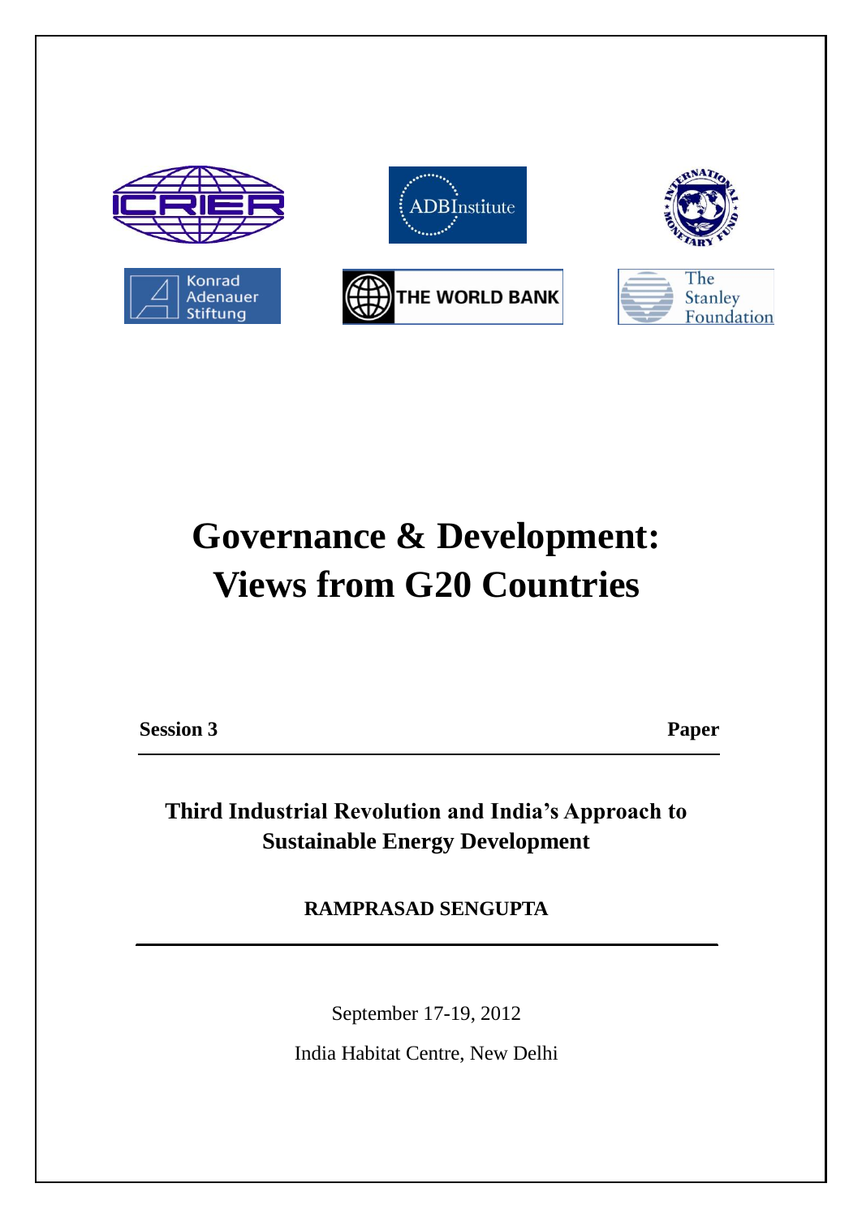# Governance & Development: Views from G20 Countries

**Session 3** **Paper**

## Third Industrial Revolution and India's Approach to Sustainable Energy Development

**RAMPRASAD SENGUPTA**

September 17-19, 2012

India Habitat Centre, New Delhi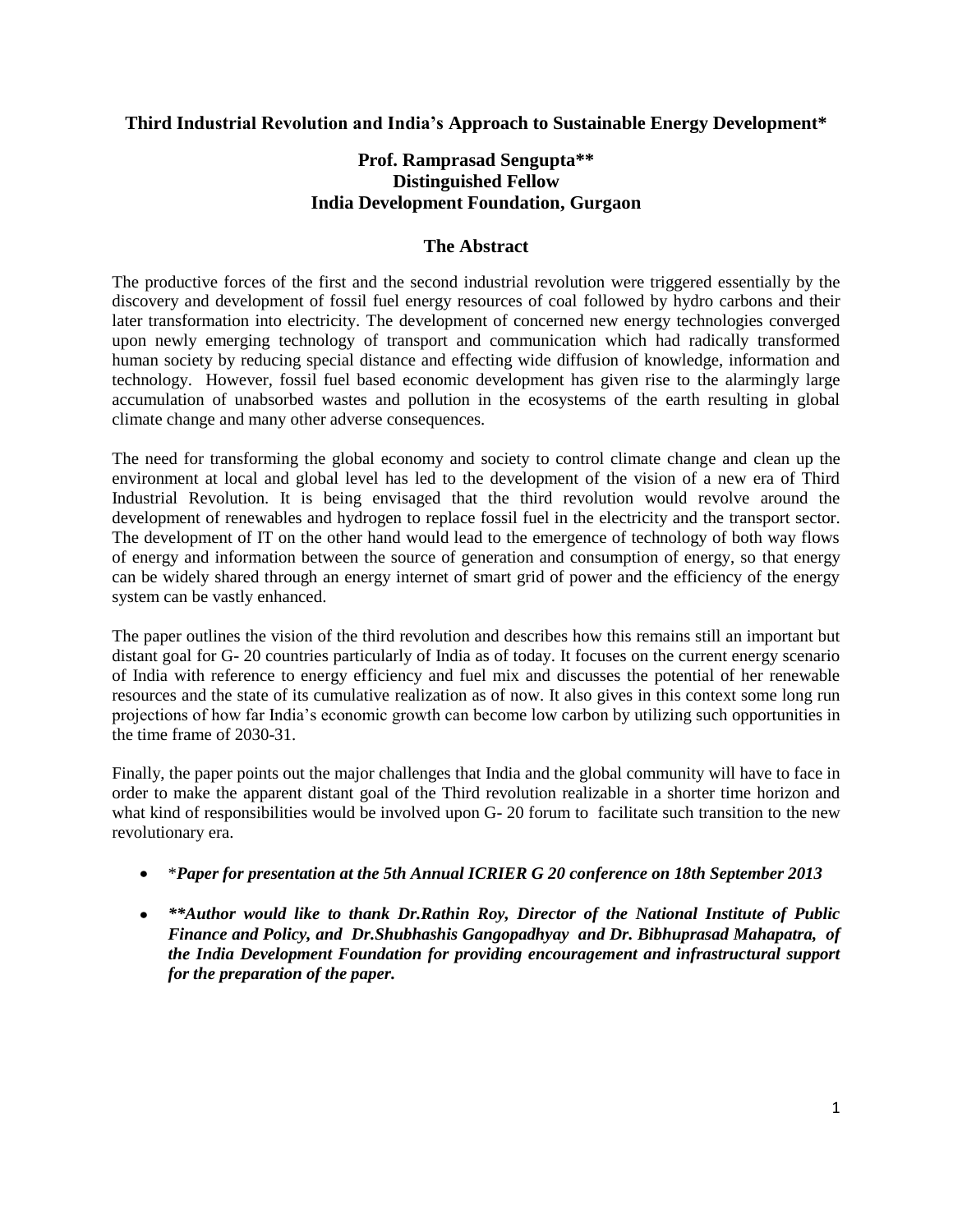# Third Industrial Revolution and India's Approach to Sustainable Energy Development*

**Prof. Ramprasad Sengupta****
**Distinguished Fellow**
**India Development Foundation, Gurgaon**

## The Abstract

The productive forces of the first and the second industrial revolution were triggered essentially by the discovery and development of fossil fuel energy resources of coal followed by hydro carbons and their later transformation into electricity. The development of concerned new energy technologies converged upon newly emerging technology of transport and communication which had radically transformed human society by reducing special distance and effecting wide diffusion of knowledge, information and technology. However, fossil fuel based economic development has given rise to the alarmingly large accumulation of unabsorbed wastes and pollution in the ecosystems of the earth resulting in global climate change and many other adverse consequences.

The need for transforming the global economy and society to control climate change and clean up the environment at local and global level has led to the development of the vision of a new era of Third Industrial Revolution. It is being envisaged that the third revolution would revolve around the development of renewables and hydrogen to replace fossil fuel in the electricity and the transport sector. The development of IT on the other hand would lead to the emergence of technology of both way flows of energy and information between the source of generation and consumption of energy, so that energy can be widely shared through an energy internet of smart grid of power and the efficiency of the energy system can be vastly enhanced.

The paper outlines the vision of the third revolution and describes how this remains still an important but distant goal for G- 20 countries particularly of India as of today. It focuses on the current energy scenario of India with reference to energy efficiency and fuel mix and discusses the potential of her renewable resources and the state of its cumulative realization as of now. It also gives in this context some long run projections of how far India's economic growth can become low carbon by utilizing such opportunities in the time frame of 2030-31.

Finally, the paper points out the major challenges that India and the global community will have to face in order to make the apparent distant goal of the Third revolution realizable in a shorter time horizon and what kind of responsibilities would be involved upon G- 20 forum to facilitate such transition to the new revolutionary era.

- **\****Paper for presentation at the 5th Annual ICRIER G 20 conference on 18th September 2013***
- ***\*\*Author would like to thank Dr.Rathin Roy, Director of the National Institute of Public Finance and Policy, and Dr.Shubhashis Gangopadhyay and Dr. Bibhuprasad Mahapatra, of the India Development Foundation for providing encouragement and infrastructural support for the preparation of the paper.***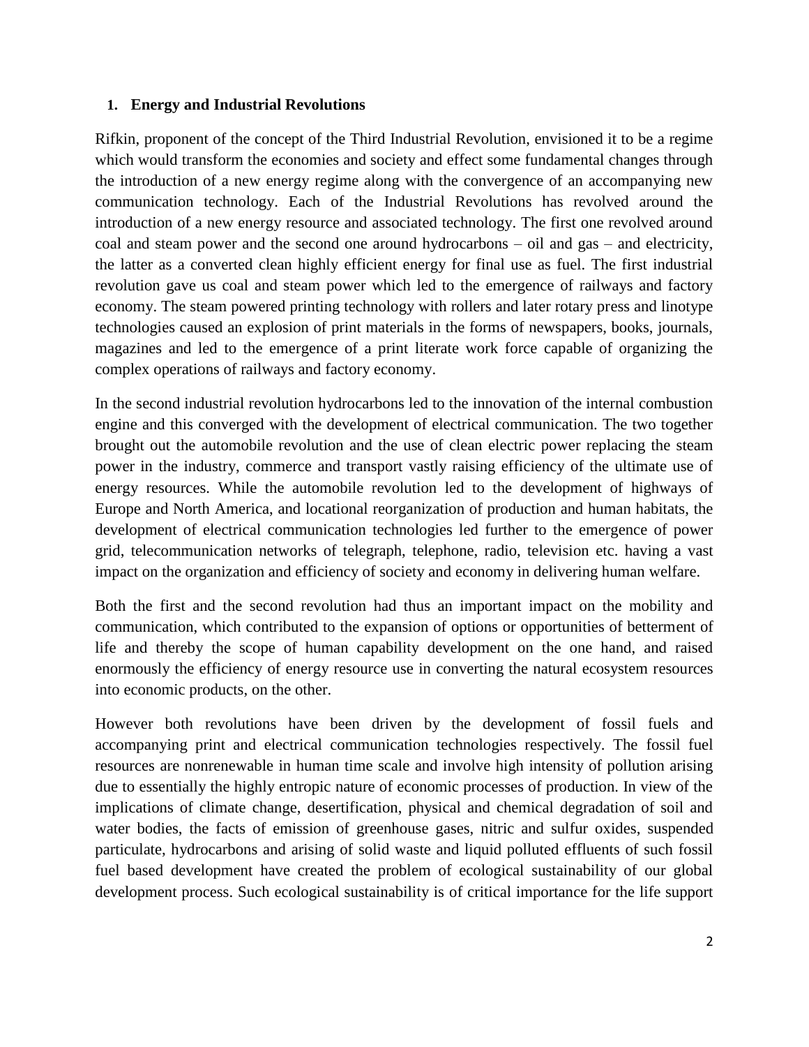## 1. Energy and Industrial Revolutions

Rifkin, proponent of the concept of the Third Industrial Revolution, envisioned it to be a regime which would transform the economies and society and effect some fundamental changes through the introduction of a new energy regime along with the convergence of an accompanying new communication technology. Each of the Industrial Revolutions has revolved around the introduction of a new energy resource and associated technology. The first one revolved around coal and steam power and the second one around hydrocarbons – oil and gas – and electricity, the latter as a converted clean highly efficient energy for final use as fuel. The first industrial revolution gave us coal and steam power which led to the emergence of railways and factory economy. The steam powered printing technology with rollers and later rotary press and linotype technologies caused an explosion of print materials in the forms of newspapers, books, journals, magazines and led to the emergence of a print literate work force capable of organizing the complex operations of railways and factory economy.

In the second industrial revolution hydrocarbons led to the innovation of the internal combustion engine and this converged with the development of electrical communication. The two together brought out the automobile revolution and the use of clean electric power replacing the steam power in the industry, commerce and transport vastly raising efficiency of the ultimate use of energy resources. While the automobile revolution led to the development of highways of Europe and North America, and locational reorganization of production and human habitats, the development of electrical communication technologies led further to the emergence of power grid, telecommunication networks of telegraph, telephone, radio, television etc. having a vast impact on the organization and efficiency of society and economy in delivering human welfare.

Both the first and the second revolution had thus an important impact on the mobility and communication, which contributed to the expansion of options or opportunities of betterment of life and thereby the scope of human capability development on the one hand, and raised enormously the efficiency of energy resource use in converting the natural ecosystem resources into economic products, on the other.

However both revolutions have been driven by the development of fossil fuels and accompanying print and electrical communication technologies respectively. The fossil fuel resources are nonrenewable in human time scale and involve high intensity of pollution arising due to essentially the highly entropic nature of economic processes of production. In view of the implications of climate change, desertification, physical and chemical degradation of soil and water bodies, the facts of emission of greenhouse gases, nitric and sulfur oxides, suspended particulate, hydrocarbons and arising of solid waste and liquid polluted effluents of such fossil fuel based development have created the problem of ecological sustainability of our global development process. Such ecological sustainability is of critical importance for the life support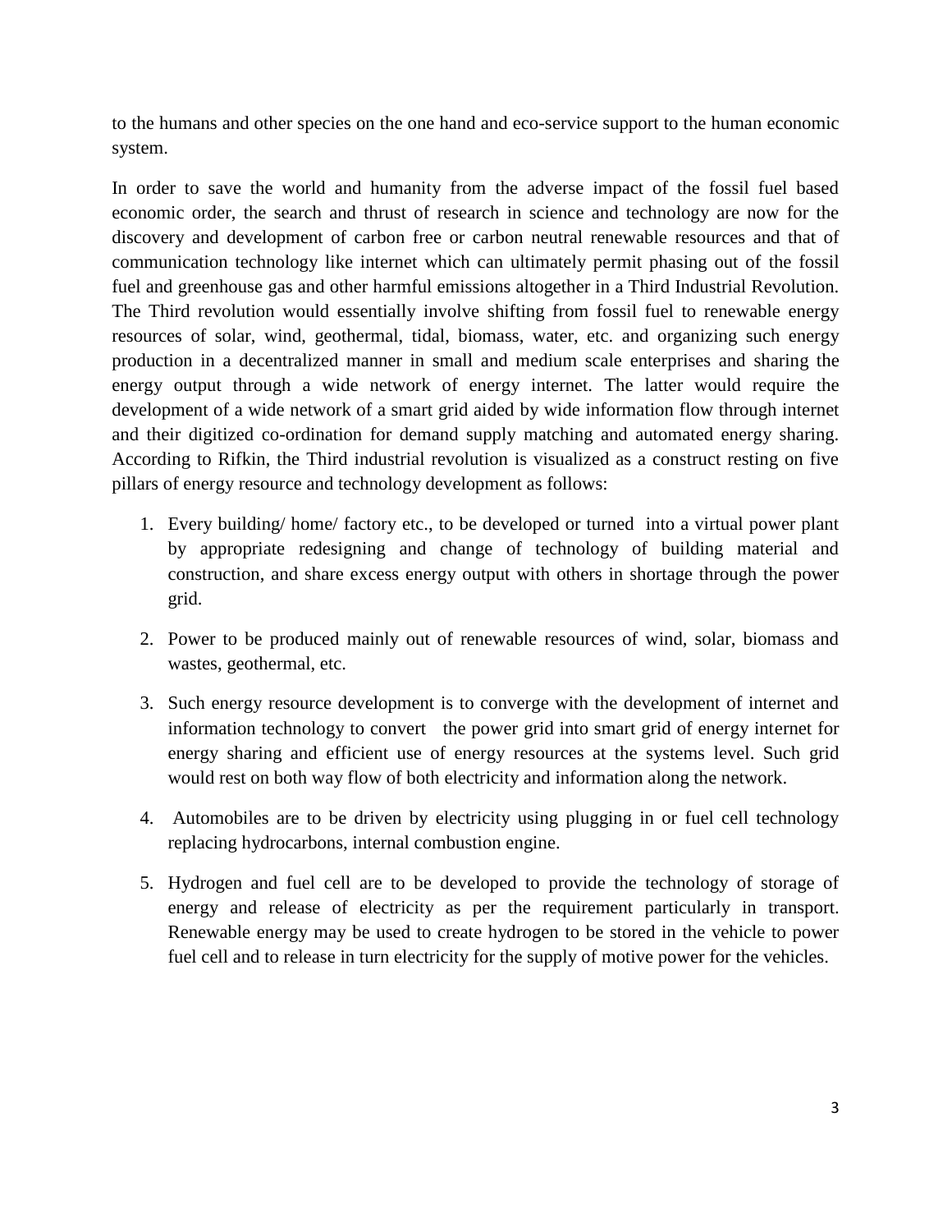to the humans and other species on the one hand and eco-service support to the human economic system.

In order to save the world and humanity from the adverse impact of the fossil fuel based economic order, the search and thrust of research in science and technology are now for the discovery and development of carbon free or carbon neutral renewable resources and that of communication technology like internet which can ultimately permit phasing out of the fossil fuel and greenhouse gas and other harmful emissions altogether in a Third Industrial Revolution. The Third revolution would essentially involve shifting from fossil fuel to renewable energy resources of solar, wind, geothermal, tidal, biomass, water, etc. and organizing such energy production in a decentralized manner in small and medium scale enterprises and sharing the energy output through a wide network of energy internet. The latter would require the development of a wide network of a smart grid aided by wide information flow through internet and their digitized co-ordination for demand supply matching and automated energy sharing. According to Rifkin, the Third industrial revolution is visualized as a construct resting on five pillars of energy resource and technology development as follows:

1. Every building/ home/ factory etc., to be developed or turned into a virtual power plant by appropriate redesigning and change of technology of building material and construction, and share excess energy output with others in shortage through the power grid.

2. Power to be produced mainly out of renewable resources of wind, solar, biomass and wastes, geothermal, etc.

3. Such energy resource development is to converge with the development of internet and information technology to convert the power grid into smart grid of energy internet for energy sharing and efficient use of energy resources at the systems level. Such grid would rest on both way flow of both electricity and information along the network.

4. Automobiles are to be driven by electricity using plugging in or fuel cell technology replacing hydrocarbons, internal combustion engine.

5. Hydrogen and fuel cell are to be developed to provide the technology of storage of energy and release of electricity as per the requirement particularly in transport. Renewable energy may be used to create hydrogen to be stored in the vehicle to power fuel cell and to release in turn electricity for the supply of motive power for the vehicles.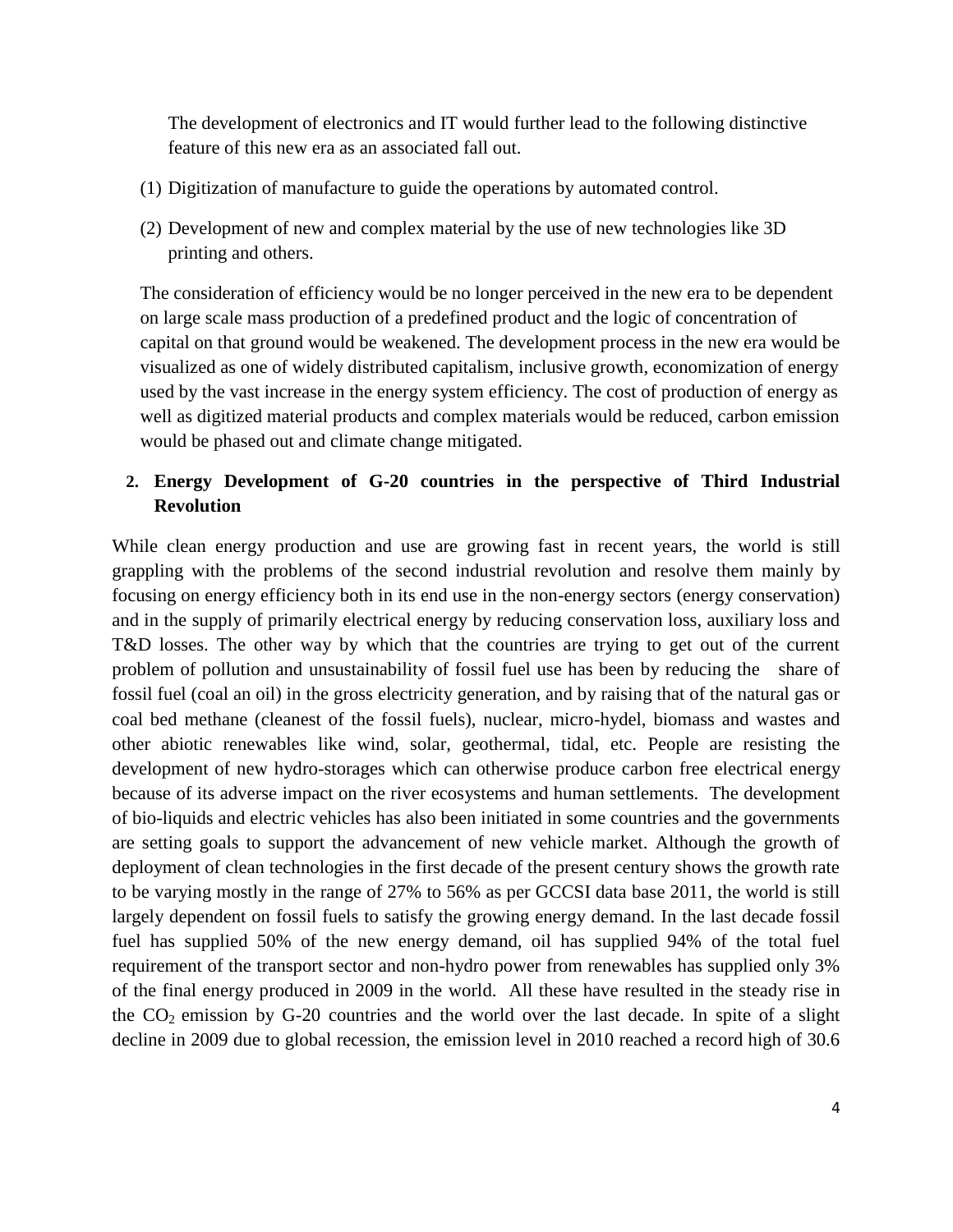The development of electronics and IT would further lead to the following distinctive feature of this new era as an associated fall out.

(1) Digitization of manufacture to guide the operations by automated control.

(2) Development of new and complex material by the use of new technologies like 3D printing and others.

The consideration of efficiency would be no longer perceived in the new era to be dependent on large scale mass production of a predefined product and the logic of concentration of capital on that ground would be weakened. The development process in the new era would be visualized as one of widely distributed capitalism, inclusive growth, economization of energy used by the vast increase in the energy system efficiency. The cost of production of energy as well as digitized material products and complex materials would be reduced, carbon emission would be phased out and climate change mitigated.

## 2. Energy Development of G-20 countries in the perspective of Third Industrial Revolution

While clean energy production and use are growing fast in recent years, the world is still grappling with the problems of the second industrial revolution and resolve them mainly by focusing on energy efficiency both in its end use in the non-energy sectors (energy conservation) and in the supply of primarily electrical energy by reducing conservation loss, auxiliary loss and T&D losses. The other way by which that the countries are trying to get out of the current problem of pollution and unsustainability of fossil fuel use has been by reducing the share of fossil fuel (coal an oil) in the gross electricity generation, and by raising that of the natural gas or coal bed methane (cleanest of the fossil fuels), nuclear, micro-hydel, biomass and wastes and other abiotic renewables like wind, solar, geothermal, tidal, etc. People are resisting the development of new hydro-storages which can otherwise produce carbon free electrical energy because of its adverse impact on the river ecosystems and human settlements. The development of bio-liquids and electric vehicles has also been initiated in some countries and the governments are setting goals to support the advancement of new vehicle market. Although the growth of deployment of clean technologies in the first decade of the present century shows the growth rate to be varying mostly in the range of 27% to 56% as per GCCSI data base 2011, the world is still largely dependent on fossil fuels to satisfy the growing energy demand. In the last decade fossil fuel has supplied 50% of the new energy demand, oil has supplied 94% of the total fuel requirement of the transport sector and non-hydro power from renewables has supplied only 3% of the final energy produced in 2009 in the world. All these have resulted in the steady rise in the $CO_2$ emission by G-20 countries and the world over the last decade. In spite of a slight decline in 2009 due to global recession, the emission level in 2010 reached a record high of 30.6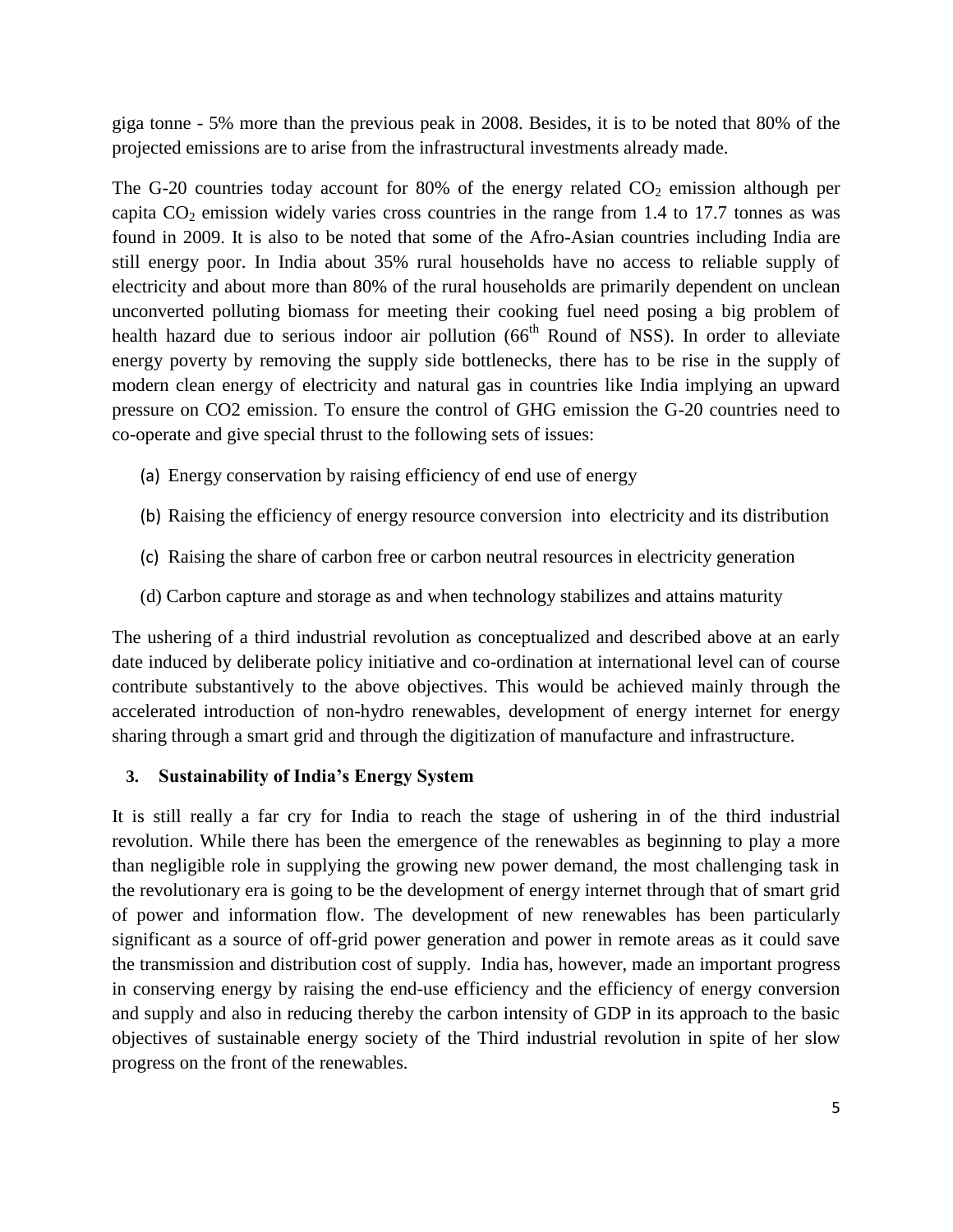giga tonne - 5% more than the previous peak in 2008. Besides, it is to be noted that 80% of the projected emissions are to arise from the infrastructural investments already made.

The G-20 countries today account for 80% of the energy related $CO_2$ emission although per capita $CO_2$ emission widely varies cross countries in the range from 1.4 to 17.7 tonnes as was found in 2009. It is also to be noted that some of the Afro-Asian countries including India are still energy poor. In India about 35% rural households have no access to reliable supply of electricity and about more than 80% of the rural households are primarily dependent on unclean unconverted polluting biomass for meeting their cooking fuel need posing a big problem of health hazard due to serious indoor air pollution (66th Round of NSS). In order to alleviate energy poverty by removing the supply side bottlenecks, there has to be rise in the supply of modern clean energy of electricity and natural gas in countries like India implying an upward pressure on CO2 emission. To ensure the control of GHG emission the G-20 countries need to co-operate and give special thrust to the following sets of issues:

(a) Energy conservation by raising efficiency of end use of energy

(b) Raising the efficiency of energy resource conversion into electricity and its distribution

(c) Raising the share of carbon free or carbon neutral resources in electricity generation

(d) Carbon capture and storage as and when technology stabilizes and attains maturity

The ushering of a third industrial revolution as conceptualized and described above at an early date induced by deliberate policy initiative and co-ordination at international level can of course contribute substantively to the above objectives. This would be achieved mainly through the accelerated introduction of non-hydro renewables, development of energy internet for energy sharing through a smart grid and through the digitization of manufacture and infrastructure.

## 3. Sustainability of India's Energy System

It is still really a far cry for India to reach the stage of ushering in of the third industrial revolution. While there has been the emergence of the renewables as beginning to play a more than negligible role in supplying the growing new power demand, the most challenging task in the revolutionary era is going to be the development of energy internet through that of smart grid of power and information flow. The development of new renewables has been particularly significant as a source of off-grid power generation and power in remote areas as it could save the transmission and distribution cost of supply. India has, however, made an important progress in conserving energy by raising the end-use efficiency and the efficiency of energy conversion and supply and also in reducing thereby the carbon intensity of GDP in its approach to the basic objectives of sustainable energy society of the Third industrial revolution in spite of her slow progress on the front of the renewables.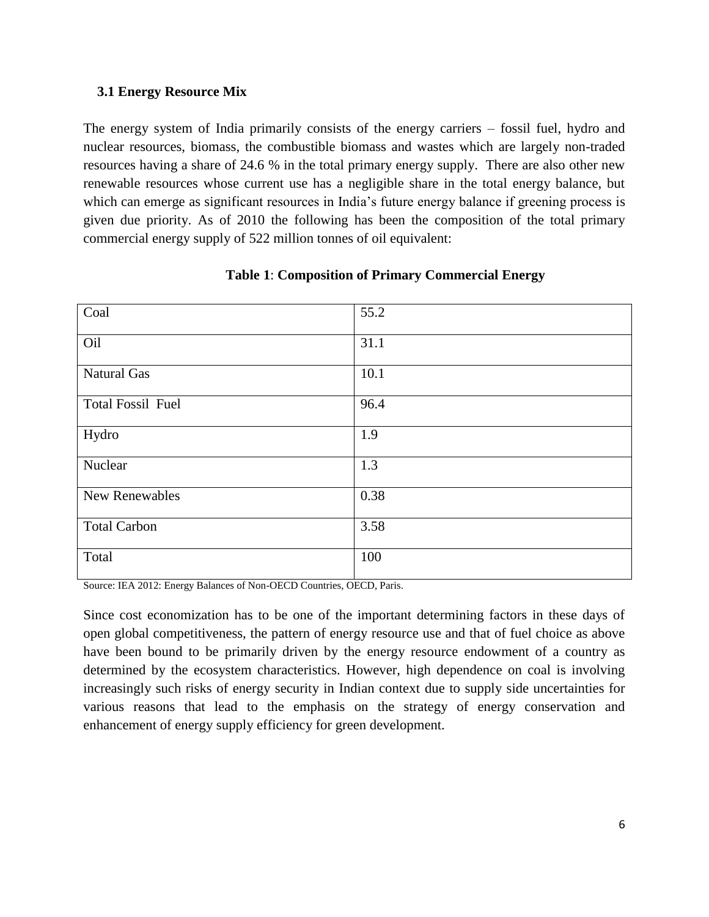### 3.1 Energy Resource Mix

The energy system of India primarily consists of the energy carriers – fossil fuel, hydro and nuclear resources, biomass, the combustible biomass and wastes which are largely non-traded resources having a share of 24.6 % in the total primary energy supply. There are also other new renewable resources whose current use has a negligible share in the total energy balance, but which can emerge as significant resources in India's future energy balance if greening process is given due priority. As of 2010 the following has been the composition of the total primary commercial energy supply of 522 million tonnes of oil equivalent:

**Table 1**: **Composition of Primary Commercial Energy**

| | |
|---|---|
| Coal | 55.2 |
| Oil | 31.1 |
| Natural Gas | 10.1 |
| Total Fossil Fuel | 96.4 |
| Hydro | 1.9 |
| Nuclear | 1.3 |
| New Renewables | 0.38 |
| Total Carbon | 3.58 |
| Total | 100 |

Source: IEA 2012: Energy Balances of Non-OECD Countries, OECD, Paris.

Since cost economization has to be one of the important determining factors in these days of open global competitiveness, the pattern of energy resource use and that of fuel choice as above have been bound to be primarily driven by the energy resource endowment of a country as determined by the ecosystem characteristics. However, high dependence on coal is involving increasingly such risks of energy security in Indian context due to supply side uncertainties for various reasons that lead to the emphasis on the strategy of energy conservation and enhancement of energy supply efficiency for green development.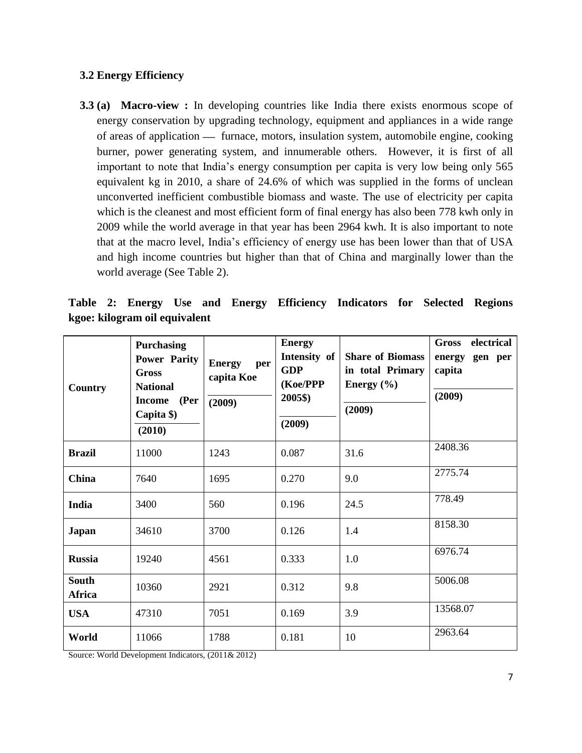### 3.2 Energy Efficiency

**3.3 (a) Macro-view :** In developing countries like India there exists enormous scope of energy conservation by upgrading technology, equipment and appliances in a wide range of areas of application — furnace, motors, insulation system, automobile engine, cooking burner, power generating system, and innumerable others. However, it is first of all important to note that India's energy consumption per capita is very low being only 565 equivalent kg in 2010, a share of 24.6% of which was supplied in the forms of unclean unconverted inefficient combustible biomass and waste. The use of electricity per capita which is the cleanest and most efficient form of final energy has also been 778 kwh only in 2009 while the world average in that year has been 2964 kwh. It is also important to note that at the macro level, India's efficiency of energy use has been lower than that of USA and high income countries but higher than that of China and marginally lower than the world average (See Table 2).

**Table 2: Energy Use and Energy Efficiency Indicators for Selected Regions kgoe: kilogram oil equivalent**

| Country | Purchasing Power Parity Gross National Income (Per Capita $) (2010) | Energy per capita Koe (2009) | Energy Intensity of GDP (Koe/PPP 2005$) (2009) | Share of Biomass in total Primary Energy (%) (2009) | Gross electrical energy gen per capita (2009) |
|---|---|---|---|---|---|
| **Brazil** | 11000 | 1243 | 0.087 | 31.6 | 2408.36 |
| **China** | 7640 | 1695 | 0.270 | 9.0 | 2775.74 |
| **India** | 3400 | 560 | 0.196 | 24.5 | 778.49 |
| **Japan** | 34610 | 3700 | 0.126 | 1.4 | 8158.30 |
| **Russia** | 19240 | 4561 | 0.333 | 1.0 | 6976.74 |
| **South Africa** | 10360 | 2921 | 0.312 | 9.8 | 5006.08 |
| **USA** | 47310 | 7051 | 0.169 | 3.9 | 13568.07 |
| **World** | 11066 | 1788 | 0.181 | 10 | 2963.64 |

Source: World Development Indicators, (2011& 2012)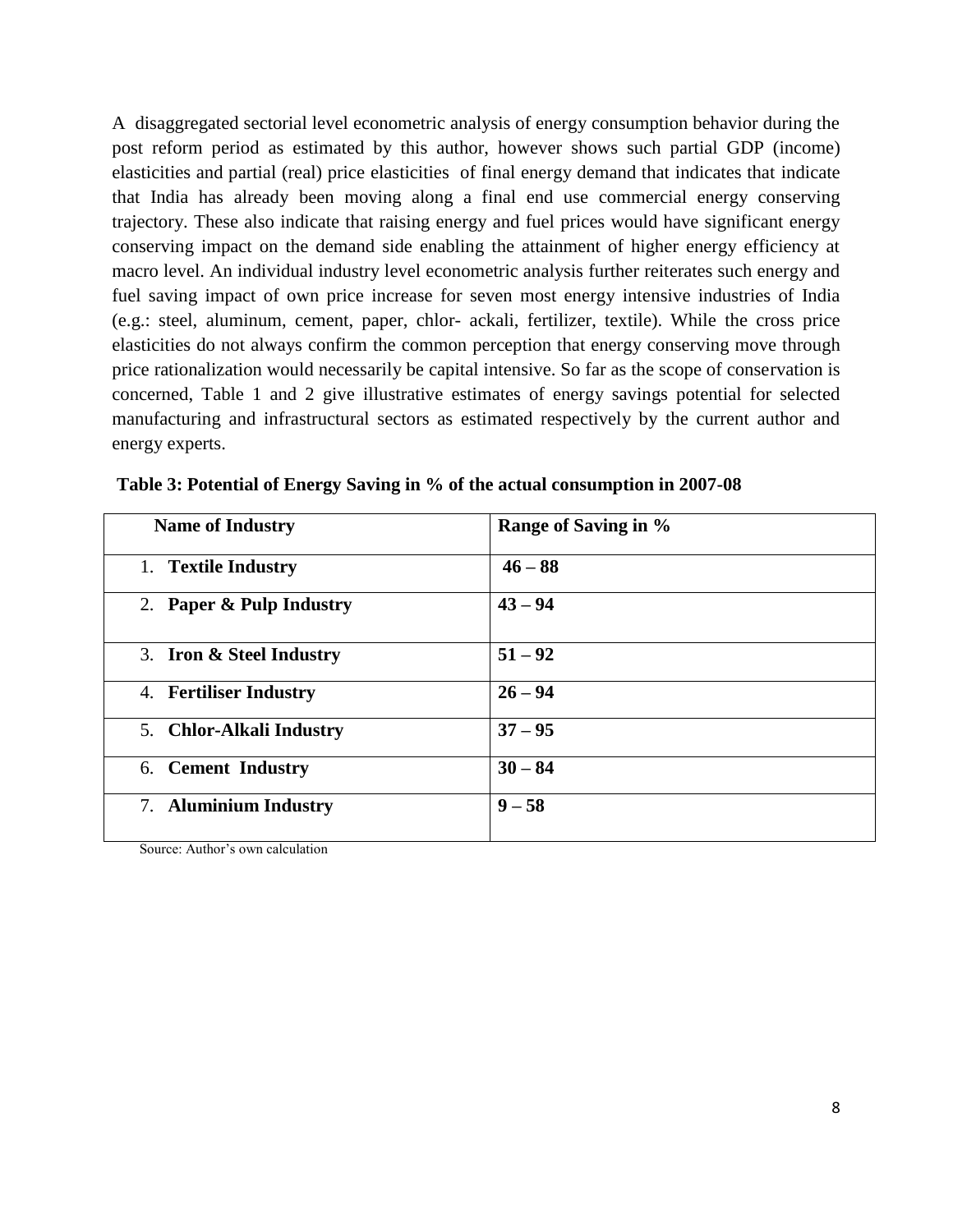A disaggregated sectorial level econometric analysis of energy consumption behavior during the post reform period as estimated by this author, however shows such partial GDP (income) elasticities and partial (real) price elasticities of final energy demand that indicates that indicate that India has already been moving along a final end use commercial energy conserving trajectory. These also indicate that raising energy and fuel prices would have significant energy conserving impact on the demand side enabling the attainment of higher energy efficiency at macro level. An individual industry level econometric analysis further reiterates such energy and fuel saving impact of own price increase for seven most energy intensive industries of India (e.g.: steel, aluminum, cement, paper, chlor- ackali, fertilizer, textile). While the cross price elasticities do not always confirm the common perception that energy conserving move through price rationalization would necessarily be capital intensive. So far as the scope of conservation is concerned, Table 1 and 2 give illustrative estimates of energy savings potential for selected manufacturing and infrastructural sectors as estimated respectively by the current author and energy experts.

**Table 3: Potential of Energy Saving in % of the actual consumption in 2007-08**

| Name of Industry | Range of Saving in % |
|---|---|
| 1. **Textile Industry** | **46 – 88** |
| 2. **Paper & Pulp Industry** | **43 – 94** |
| 3. **Iron & Steel Industry** | **51 – 92** |
| 4. **Fertiliser Industry** | **26 – 94** |
| 5. **Chlor-Alkali Industry** | **37 – 95** |
| 6. **Cement Industry** | **30 – 84** |
| 7. **Aluminium Industry** | **9 – 58** |

Source: Author's own calculation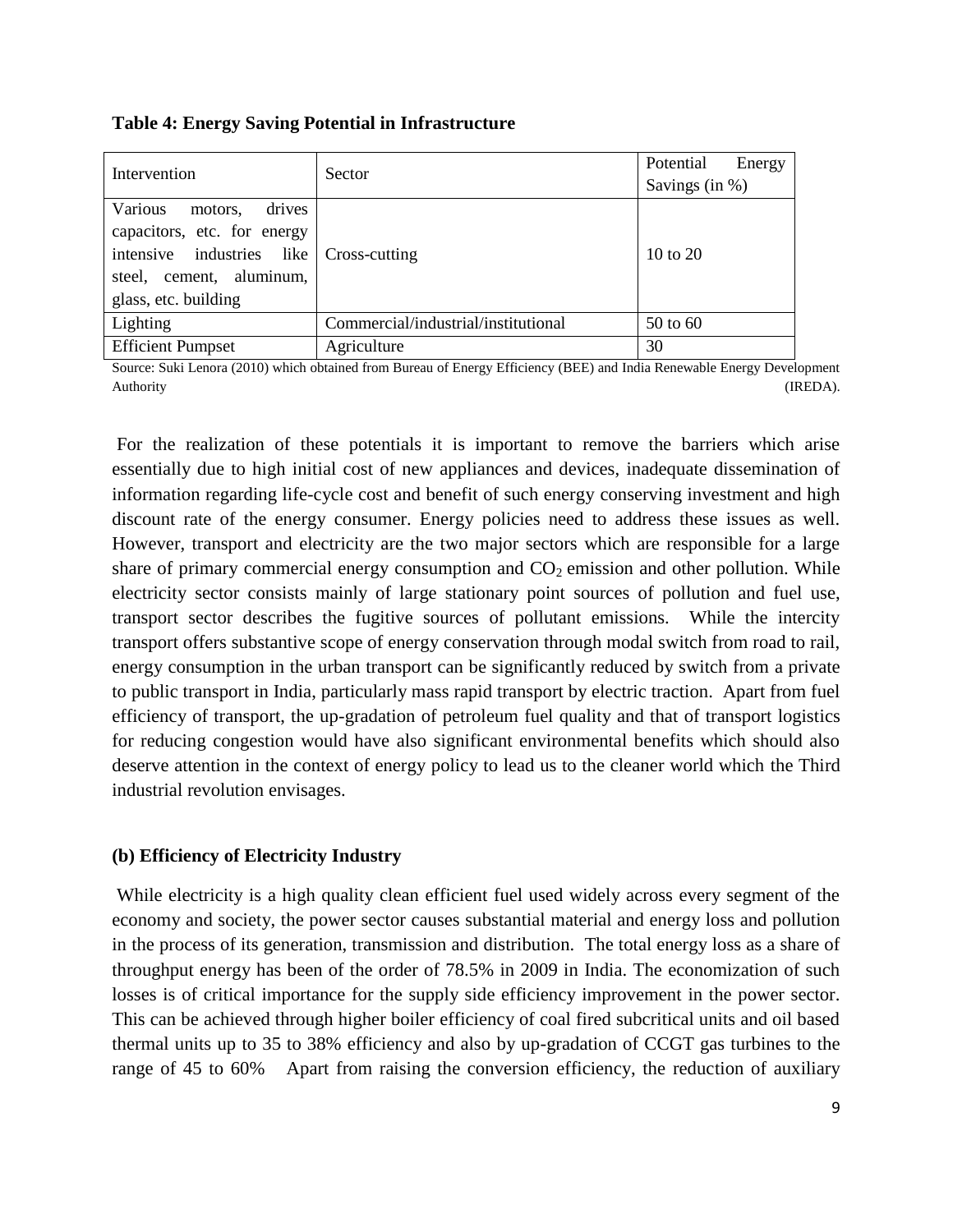**Table 4: Energy Saving Potential in Infrastructure**

| Intervention | Sector | Potential Energy Savings (in %) |
|---|---|---|
| Various motors, drives capacitors, etc. for energy intensive industries like steel, cement, aluminum, glass, etc. building | Cross-cutting | 10 to 20 |
| Lighting | Commercial/industrial/institutional | 50 to 60 |
| Efficient Pumpset | Agriculture | 30 |

Source: Suki Lenora (2010) which obtained from Bureau of Energy Efficiency (BEE) and India Renewable Energy Development Authority (IREDA).

For the realization of these potentials it is important to remove the barriers which arise essentially due to high initial cost of new appliances and devices, inadequate dissemination of information regarding life-cycle cost and benefit of such energy conserving investment and high discount rate of the energy consumer. Energy policies need to address these issues as well. However, transport and electricity are the two major sectors which are responsible for a large share of primary commercial energy consumption and $CO_2$ emission and other pollution. While electricity sector consists mainly of large stationary point sources of pollution and fuel use, transport sector describes the fugitive sources of pollutant emissions. While the intercity transport offers substantive scope of energy conservation through modal switch from road to rail, energy consumption in the urban transport can be significantly reduced by switch from a private to public transport in India, particularly mass rapid transport by electric traction. Apart from fuel efficiency of transport, the up-gradation of petroleum fuel quality and that of transport logistics for reducing congestion would have also significant environmental benefits which should also deserve attention in the context of energy policy to lead us to the cleaner world which the Third industrial revolution envisages.

### (b) Efficiency of Electricity Industry

While electricity is a high quality clean efficient fuel used widely across every segment of the economy and society, the power sector causes substantial material and energy loss and pollution in the process of its generation, transmission and distribution. The total energy loss as a share of throughput energy has been of the order of 78.5% in 2009 in India. The economization of such losses is of critical importance for the supply side efficiency improvement in the power sector. This can be achieved through higher boiler efficiency of coal fired subcritical units and oil based thermal units up to 35 to 38% efficiency and also by up-gradation of CCGT gas turbines to the range of 45 to 60% Apart from raising the conversion efficiency, the reduction of auxiliary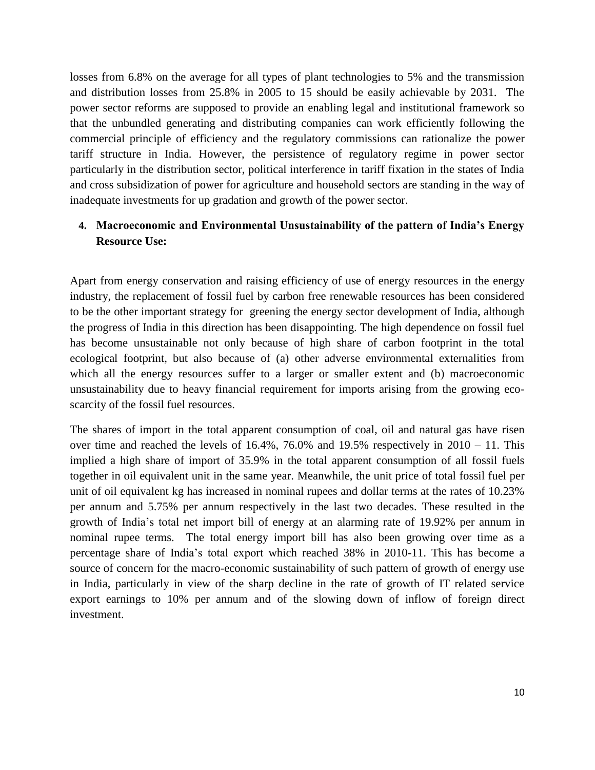losses from 6.8% on the average for all types of plant technologies to 5% and the transmission and distribution losses from 25.8% in 2005 to 15 should be easily achievable by 2031. The power sector reforms are supposed to provide an enabling legal and institutional framework so that the unbundled generating and distributing companies can work efficiently following the commercial principle of efficiency and the regulatory commissions can rationalize the power tariff structure in India. However, the persistence of regulatory regime in power sector particularly in the distribution sector, political interference in tariff fixation in the states of India and cross subsidization of power for agriculture and household sectors are standing in the way of inadequate investments for up gradation and growth of the power sector.

## 4. Macroeconomic and Environmental Unsustainability of the pattern of India's Energy Resource Use:

Apart from energy conservation and raising efficiency of use of energy resources in the energy industry, the replacement of fossil fuel by carbon free renewable resources has been considered to be the other important strategy for greening the energy sector development of India, although the progress of India in this direction has been disappointing. The high dependence on fossil fuel has become unsustainable not only because of high share of carbon footprint in the total ecological footprint, but also because of (a) other adverse environmental externalities from which all the energy resources suffer to a larger or smaller extent and (b) macroeconomic unsustainability due to heavy financial requirement for imports arising from the growing eco-scarcity of the fossil fuel resources.

The shares of import in the total apparent consumption of coal, oil and natural gas have risen over time and reached the levels of 16.4%, 76.0% and 19.5% respectively in 2010 – 11. This implied a high share of import of 35.9% in the total apparent consumption of all fossil fuels together in oil equivalent unit in the same year. Meanwhile, the unit price of total fossil fuel per unit of oil equivalent kg has increased in nominal rupees and dollar terms at the rates of 10.23% per annum and 5.75% per annum respectively in the last two decades. These resulted in the growth of India's total net import bill of energy at an alarming rate of 19.92% per annum in nominal rupee terms. The total energy import bill has also been growing over time as a percentage share of India's total export which reached 38% in 2010-11. This has become a source of concern for the macro-economic sustainability of such pattern of growth of energy use in India, particularly in view of the sharp decline in the rate of growth of IT related service export earnings to 10% per annum and of the slowing down of inflow of foreign direct investment.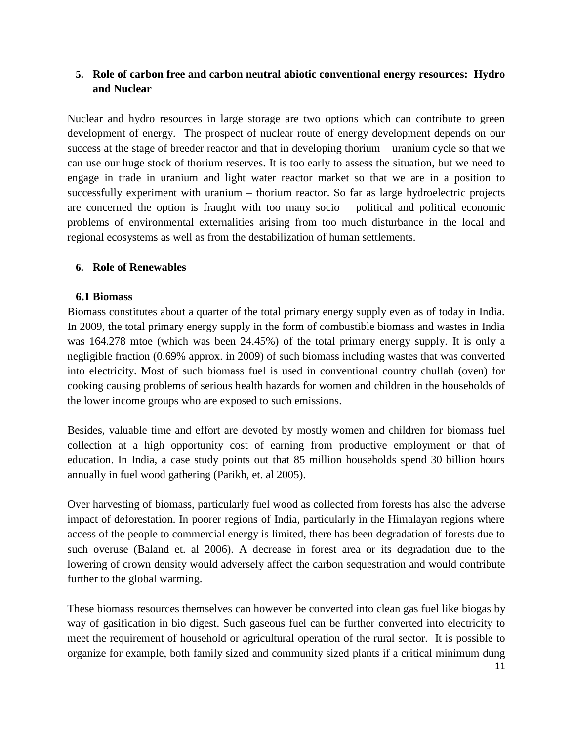## 5. Role of carbon free and carbon neutral abiotic conventional energy resources: Hydro and Nuclear

Nuclear and hydro resources in large storage are two options which can contribute to green development of energy. The prospect of nuclear route of energy development depends on our success at the stage of breeder reactor and that in developing thorium – uranium cycle so that we can use our huge stock of thorium reserves. It is too early to assess the situation, but we need to engage in trade in uranium and light water reactor market so that we are in a position to successfully experiment with uranium – thorium reactor. So far as large hydroelectric projects are concerned the option is fraught with too many socio – political and political economic problems of environmental externalities arising from too much disturbance in the local and regional ecosystems as well as from the destabilization of human settlements.

## 6. Role of Renewables

### 6.1 Biomass

Biomass constitutes about a quarter of the total primary energy supply even as of today in India. In 2009, the total primary energy supply in the form of combustible biomass and wastes in India was 164.278 mtoe (which was been 24.45%) of the total primary energy supply. It is only a negligible fraction (0.69% approx. in 2009) of such biomass including wastes that was converted into electricity. Most of such biomass fuel is used in conventional country chullah (oven) for cooking causing problems of serious health hazards for women and children in the households of the lower income groups who are exposed to such emissions.

Besides, valuable time and effort are devoted by mostly women and children for biomass fuel collection at a high opportunity cost of earning from productive employment or that of education. In India, a case study points out that 85 million households spend 30 billion hours annually in fuel wood gathering (Parikh, et. al 2005).

Over harvesting of biomass, particularly fuel wood as collected from forests has also the adverse impact of deforestation. In poorer regions of India, particularly in the Himalayan regions where access of the people to commercial energy is limited, there has been degradation of forests due to such overuse (Baland et. al 2006). A decrease in forest area or its degradation due to the lowering of crown density would adversely affect the carbon sequestration and would contribute further to the global warming.

These biomass resources themselves can however be converted into clean gas fuel like biogas by way of gasification in bio digest. Such gaseous fuel can be further converted into electricity to meet the requirement of household or agricultural operation of the rural sector. It is possible to organize for example, both family sized and community sized plants if a critical minimum dung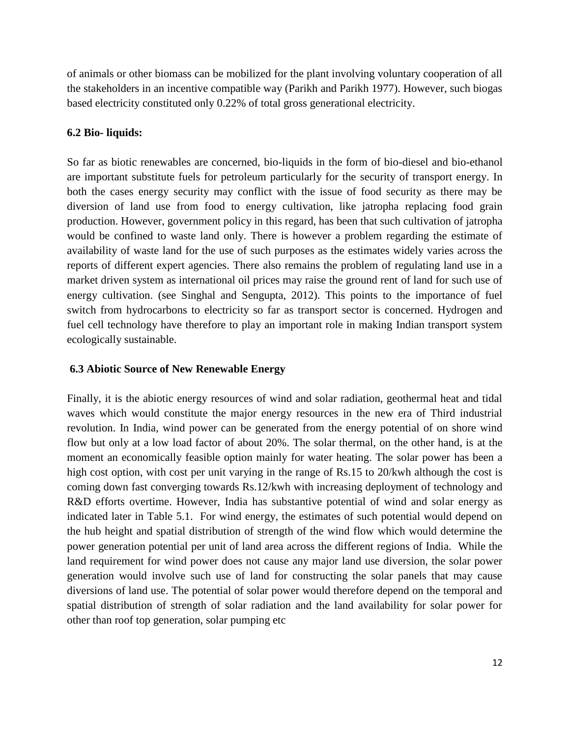of animals or other biomass can be mobilized for the plant involving voluntary cooperation of all the stakeholders in an incentive compatible way (Parikh and Parikh 1977). However, such biogas based electricity constituted only 0.22% of total gross generational electricity.

### 6.2 Bio- liquids:

So far as biotic renewables are concerned, bio-liquids in the form of bio-diesel and bio-ethanol are important substitute fuels for petroleum particularly for the security of transport energy. In both the cases energy security may conflict with the issue of food security as there may be diversion of land use from food to energy cultivation, like jatropha replacing food grain production. However, government policy in this regard, has been that such cultivation of jatropha would be confined to waste land only. There is however a problem regarding the estimate of availability of waste land for the use of such purposes as the estimates widely varies across the reports of different expert agencies. There also remains the problem of regulating land use in a market driven system as international oil prices may raise the ground rent of land for such use of energy cultivation. (see Singhal and Sengupta, 2012). This points to the importance of fuel switch from hydrocarbons to electricity so far as transport sector is concerned. Hydrogen and fuel cell technology have therefore to play an important role in making Indian transport system ecologically sustainable.

### 6.3 Abiotic Source of New Renewable Energy

Finally, it is the abiotic energy resources of wind and solar radiation, geothermal heat and tidal waves which would constitute the major energy resources in the new era of Third industrial revolution. In India, wind power can be generated from the energy potential of on shore wind flow but only at a low load factor of about 20%. The solar thermal, on the other hand, is at the moment an economically feasible option mainly for water heating. The solar power has been a high cost option, with cost per unit varying in the range of Rs.15 to 20/kwh although the cost is coming down fast converging towards Rs.12/kwh with increasing deployment of technology and R&D efforts overtime. However, India has substantive potential of wind and solar energy as indicated later in Table 5.1. For wind energy, the estimates of such potential would depend on the hub height and spatial distribution of strength of the wind flow which would determine the power generation potential per unit of land area across the different regions of India. While the land requirement for wind power does not cause any major land use diversion, the solar power generation would involve such use of land for constructing the solar panels that may cause diversions of land use. The potential of solar power would therefore depend on the temporal and spatial distribution of strength of solar radiation and the land availability for solar power for other than roof top generation, solar pumping etc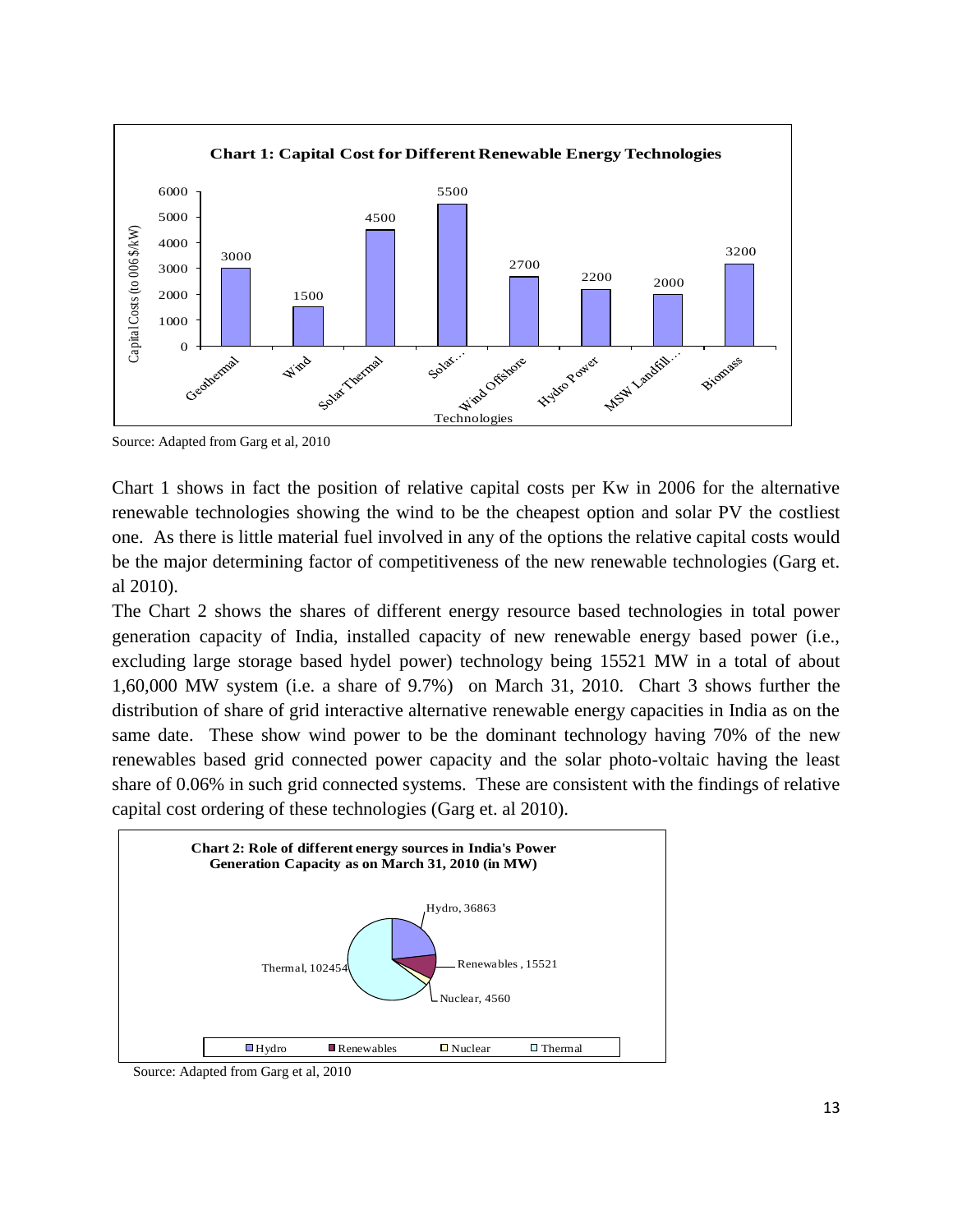**Chart 1: Capital Cost for Different Renewable Energy Technologies**

| Technologies | Capital Costs (to 006 $/kW) |
| --- | --- |
| Geothermal | 3000 |
| Wind | 1500 |
| Solar Thermal | 4500 |
| Solar... | 5500 |
| Wind Offshore | 2700 |
| Hydro Power | 2200 |
| MSW Landfill... | 2000 |
| Biomass | 3200 |

Source: Adapted from Garg et al, 2010

Chart 1 shows in fact the position of relative capital costs per Kw in 2006 for the alternative renewable technologies showing the wind to be the cheapest option and solar PV the costliest one. As there is little material fuel involved in any of the options the relative capital costs would be the major determining factor of competitiveness of the new renewable technologies (Garg et. al 2010).

The Chart 2 shows the shares of different energy resource based technologies in total power generation capacity of India, installed capacity of new renewable energy based power (i.e., excluding large storage based hydel power) technology being 15521 MW in a total of about 1,60,000 MW system (i.e. a share of 9.7%) on March 31, 2010. Chart 3 shows further the distribution of share of grid interactive alternative renewable energy capacities in India as on the same date. These show wind power to be the dominant technology having 70% of the new renewables based grid connected power capacity and the solar photo-voltaic having the least share of 0.06% in such grid connected systems. These are consistent with the findings of relative capital cost ordering of these technologies (Garg et. al 2010).

**Chart 2: Role of different energy sources in India's Power Generation Capacity as on March 31, 2010 (in MW)**

| Source | Capacity (MW) |
| --- | --- |
| Hydro | 36863 |
| Renewables | 15521 |
| Nuclear | 4560 |
| Thermal | 102454 |

Source: Adapted from Garg et al, 2010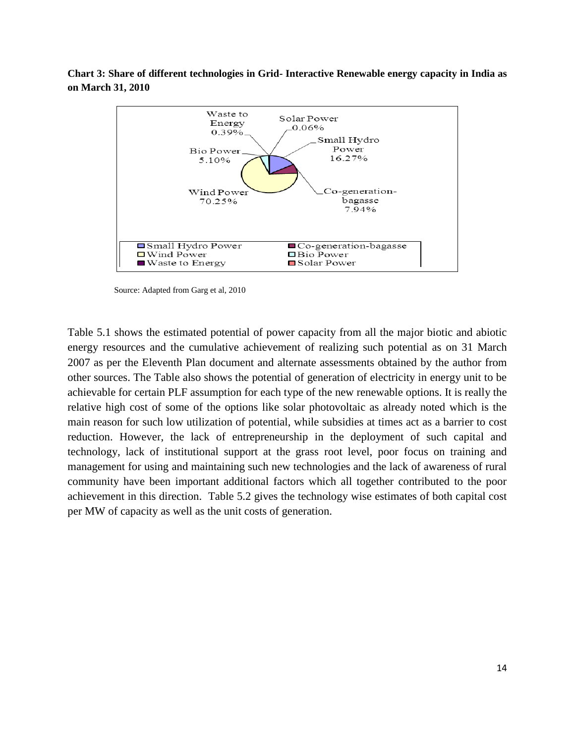**Chart 3: Share of different technologies in Grid- Interactive Renewable energy capacity in India as on March 31, 2010**

Source: Adapted from Garg et al, 2010

Table 5.1 shows the estimated potential of power capacity from all the major biotic and abiotic energy resources and the cumulative achievement of realizing such potential as on 31 March 2007 as per the Eleventh Plan document and alternate assessments obtained by the author from other sources. The Table also shows the potential of generation of electricity in energy unit to be achievable for certain PLF assumption for each type of the new renewable options. It is really the relative high cost of some of the options like solar photovoltaic as already noted which is the main reason for such low utilization of potential, while subsidies at times act as a barrier to cost reduction. However, the lack of entrepreneurship in the deployment of such capital and technology, lack of institutional support at the grass root level, poor focus on training and management for using and maintaining such new technologies and the lack of awareness of rural community have been important additional factors which all together contributed to the poor achievement in this direction. Table 5.2 gives the technology wise estimates of both capital cost per MW of capacity as well as the unit costs of generation.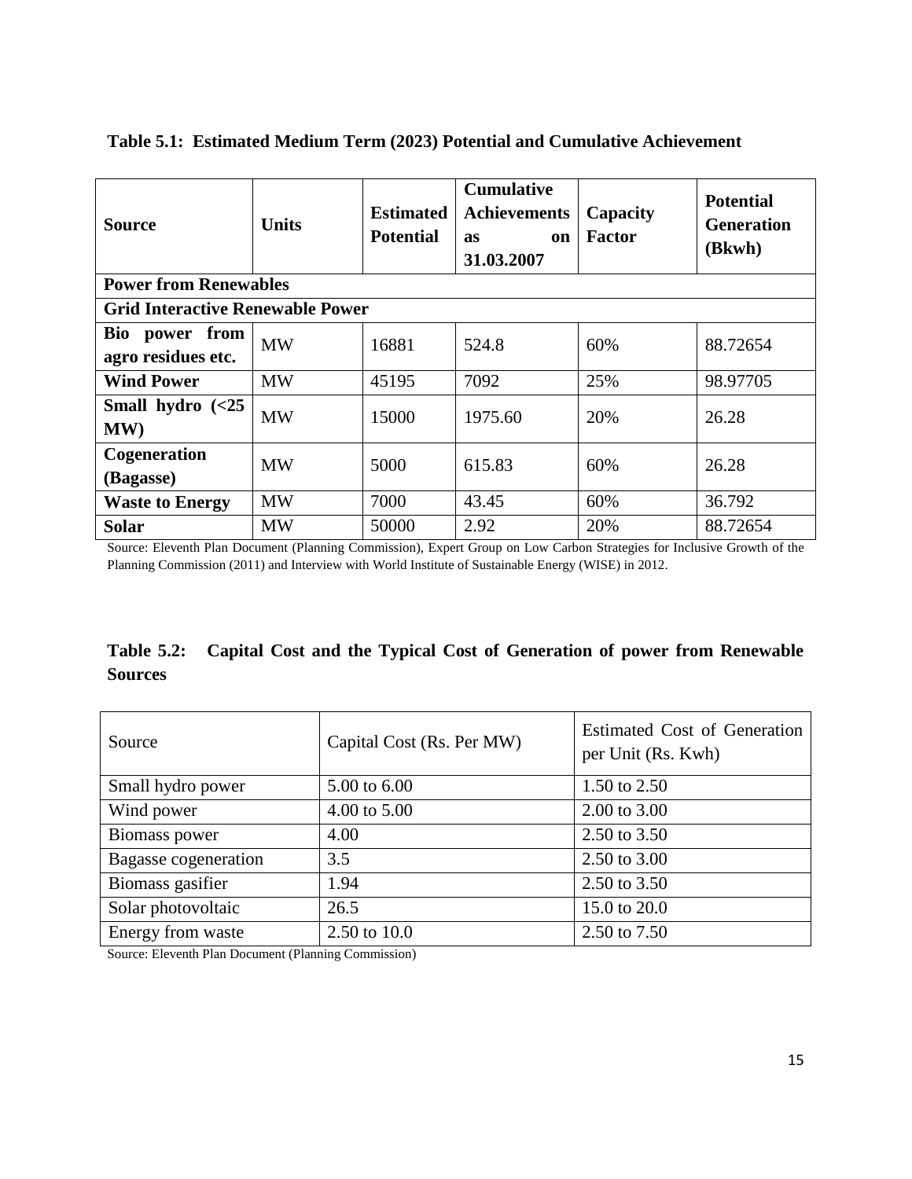**Table 5.1: Estimated Medium Term (2023) Potential and Cumulative Achievement**

| Source | Units | Estimated Potential | Cumulative Achievements as on 31.03.2007 | Capacity Factor | Potential Generation (Bkwh) |
|---|---|---|---|---|---|
| **Power from Renewables** | | | | | |
| **Grid Interactive Renewable Power** | | | | | |
| **Bio power from agro residues etc.** | MW | 16881 | 524.8 | 60% | 88.72654 |
| **Wind Power** | MW | 45195 | 7092 | 25% | 98.97705 |
| **Small hydro (<25 MW)** | MW | 15000 | 1975.60 | 20% | 26.28 |
| **Cogeneration (Bagasse)** | MW | 5000 | 615.83 | 60% | 26.28 |
| **Waste to Energy** | MW | 7000 | 43.45 | 60% | 36.792 |
| **Solar** | MW | 50000 | 2.92 | 20% | 88.72654 |

Source: Eleventh Plan Document (Planning Commission), Expert Group on Low Carbon Strategies for Inclusive Growth of the Planning Commission (2011) and Interview with World Institute of Sustainable Energy (WISE) in 2012.

**Table 5.2: Capital Cost and the Typical Cost of Generation of power from Renewable Sources**

| Source | Capital Cost (Rs. Per MW) | Estimated Cost of Generation per Unit (Rs. Kwh) |
|---|---|---|
| Small hydro power | 5.00 to 6.00 | 1.50 to 2.50 |
| Wind power | 4.00 to 5.00 | 2.00 to 3.00 |
| Biomass power | 4.00 | 2.50 to 3.50 |
| Bagasse cogeneration | 3.5 | 2.50 to 3.00 |
| Biomass gasifier | 1.94 | 2.50 to 3.50 |
| Solar photovoltaic | 26.5 | 15.0 to 20.0 |
| Energy from waste | 2.50 to 10.0 | 2.50 to 7.50 |

Source: Eleventh Plan Document (Planning Commission)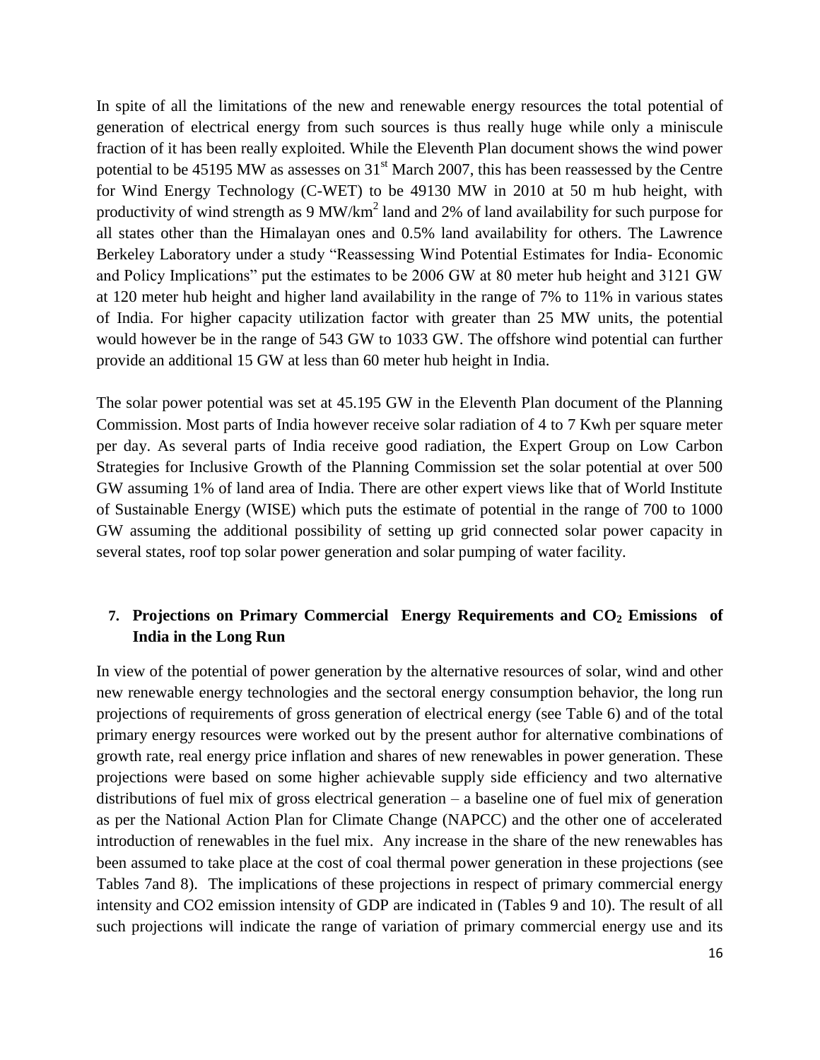In spite of all the limitations of the new and renewable energy resources the total potential of generation of electrical energy from such sources is thus really huge while only a miniscule fraction of it has been really exploited. While the Eleventh Plan document shows the wind power potential to be 45195 MW as assesses on 31st March 2007, this has been reassessed by the Centre for Wind Energy Technology (C-WET) to be 49130 MW in 2010 at 50 m hub height, with productivity of wind strength as 9 MW/km$^2$ land and 2% of land availability for such purpose for all states other than the Himalayan ones and 0.5% land availability for others. The Lawrence Berkeley Laboratory under a study "Reassessing Wind Potential Estimates for India- Economic and Policy Implications" put the estimates to be 2006 GW at 80 meter hub height and 3121 GW at 120 meter hub height and higher land availability in the range of 7% to 11% in various states of India. For higher capacity utilization factor with greater than 25 MW units, the potential would however be in the range of 543 GW to 1033 GW. The offshore wind potential can further provide an additional 15 GW at less than 60 meter hub height in India.

The solar power potential was set at 45.195 GW in the Eleventh Plan document of the Planning Commission. Most parts of India however receive solar radiation of 4 to 7 Kwh per square meter per day. As several parts of India receive good radiation, the Expert Group on Low Carbon Strategies for Inclusive Growth of the Planning Commission set the solar potential at over 500 GW assuming 1% of land area of India. There are other expert views like that of World Institute of Sustainable Energy (WISE) which puts the estimate of potential in the range of 700 to 1000 GW assuming the additional possibility of setting up grid connected solar power capacity in several states, roof top solar power generation and solar pumping of water facility.

## 7. Projections on Primary Commercial Energy Requirements and $CO_2$ Emissions of India in the Long Run

In view of the potential of power generation by the alternative resources of solar, wind and other new renewable energy technologies and the sectoral energy consumption behavior, the long run projections of requirements of gross generation of electrical energy (see Table 6) and of the total primary energy resources were worked out by the present author for alternative combinations of growth rate, real energy price inflation and shares of new renewables in power generation. These projections were based on some higher achievable supply side efficiency and two alternative distributions of fuel mix of gross electrical generation – a baseline one of fuel mix of generation as per the National Action Plan for Climate Change (NAPCC) and the other one of accelerated introduction of renewables in the fuel mix. Any increase in the share of the new renewables has been assumed to take place at the cost of coal thermal power generation in these projections (see Tables 7and 8). The implications of these projections in respect of primary commercial energy intensity and CO2 emission intensity of GDP are indicated in (Tables 9 and 10). The result of all such projections will indicate the range of variation of primary commercial energy use and its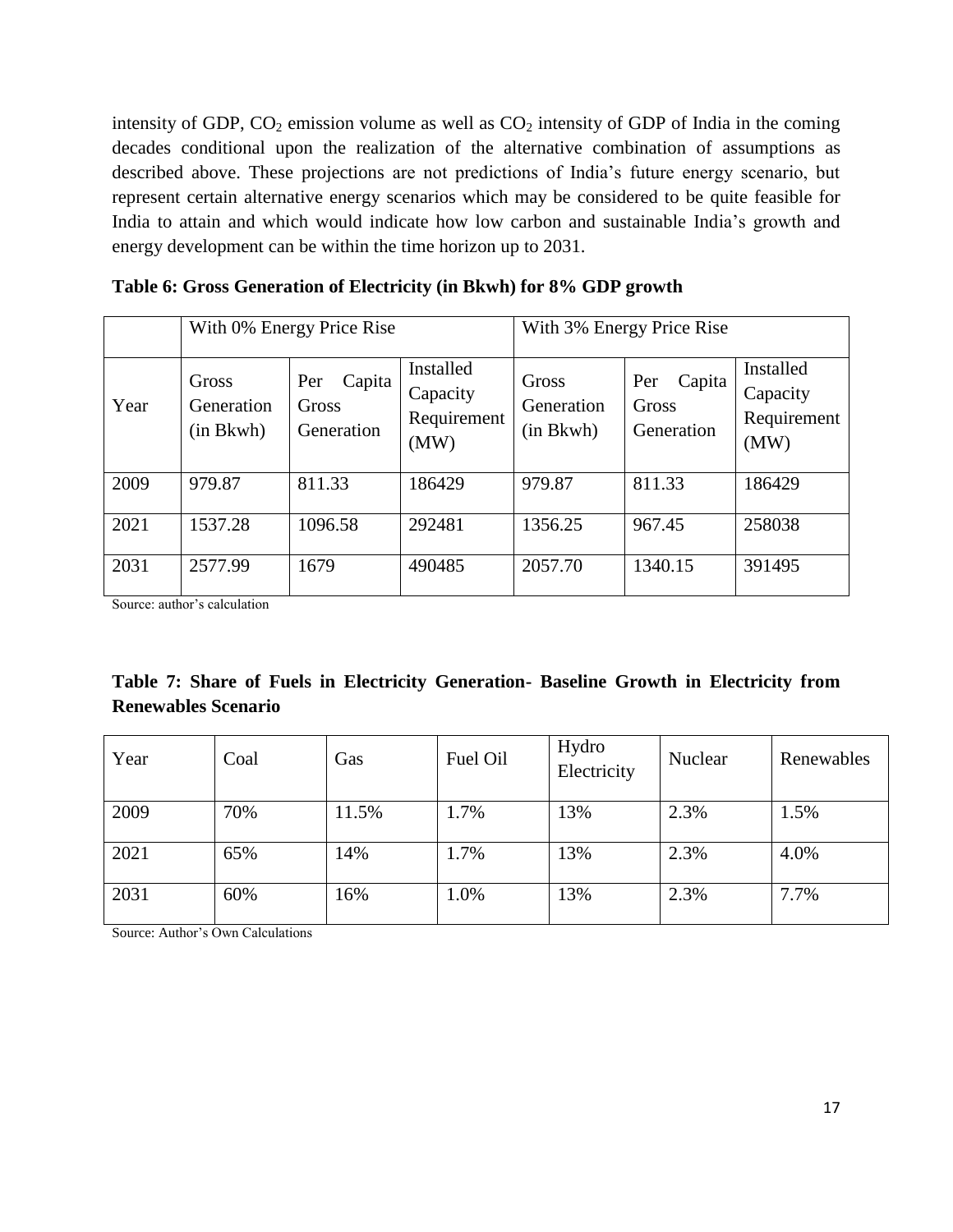intensity of GDP, $CO_2$ emission volume as well as $CO_2$ intensity of GDP of India in the coming decades conditional upon the realization of the alternative combination of assumptions as described above. These projections are not predictions of India's future energy scenario, but represent certain alternative energy scenarios which may be considered to be quite feasible for India to attain and which would indicate how low carbon and sustainable India's growth and energy development can be within the time horizon up to 2031.

**Table 6: Gross Generation of Electricity (in Bkwh) for 8% GDP growth**

| | With 0% Energy Price Rise | | | With 3% Energy Price Rise | | |
|---|---|---|---|---|---|---|
| Year | Gross Generation (in Bkwh) | Per Capita Gross Generation | Installed Capacity Requirement (MW) | Gross Generation (in Bkwh) | Per Capita Gross Generation | Installed Capacity Requirement (MW) |
| 2009 | 979.87 | 811.33 | 186429 | 979.87 | 811.33 | 186429 |
| 2021 | 1537.28 | 1096.58 | 292481 | 1356.25 | 967.45 | 258038 |
| 2031 | 2577.99 | 1679 | 490485 | 2057.70 | 1340.15 | 391495 |

Source: author's calculation

**Table 7: Share of Fuels in Electricity Generation- Baseline Growth in Electricity from Renewables Scenario**

| Year | Coal | Gas | Fuel Oil | Hydro Electricity | Nuclear | Renewables |
|---|---|---|---|---|---|---|
| 2009 | 70% | 11.5% | 1.7% | 13% | 2.3% | 1.5% |
| 2021 | 65% | 14% | 1.7% | 13% | 2.3% | 4.0% |
| 2031 | 60% | 16% | 1.0% | 13% | 2.3% | 7.7% |

Source: Author's Own Calculations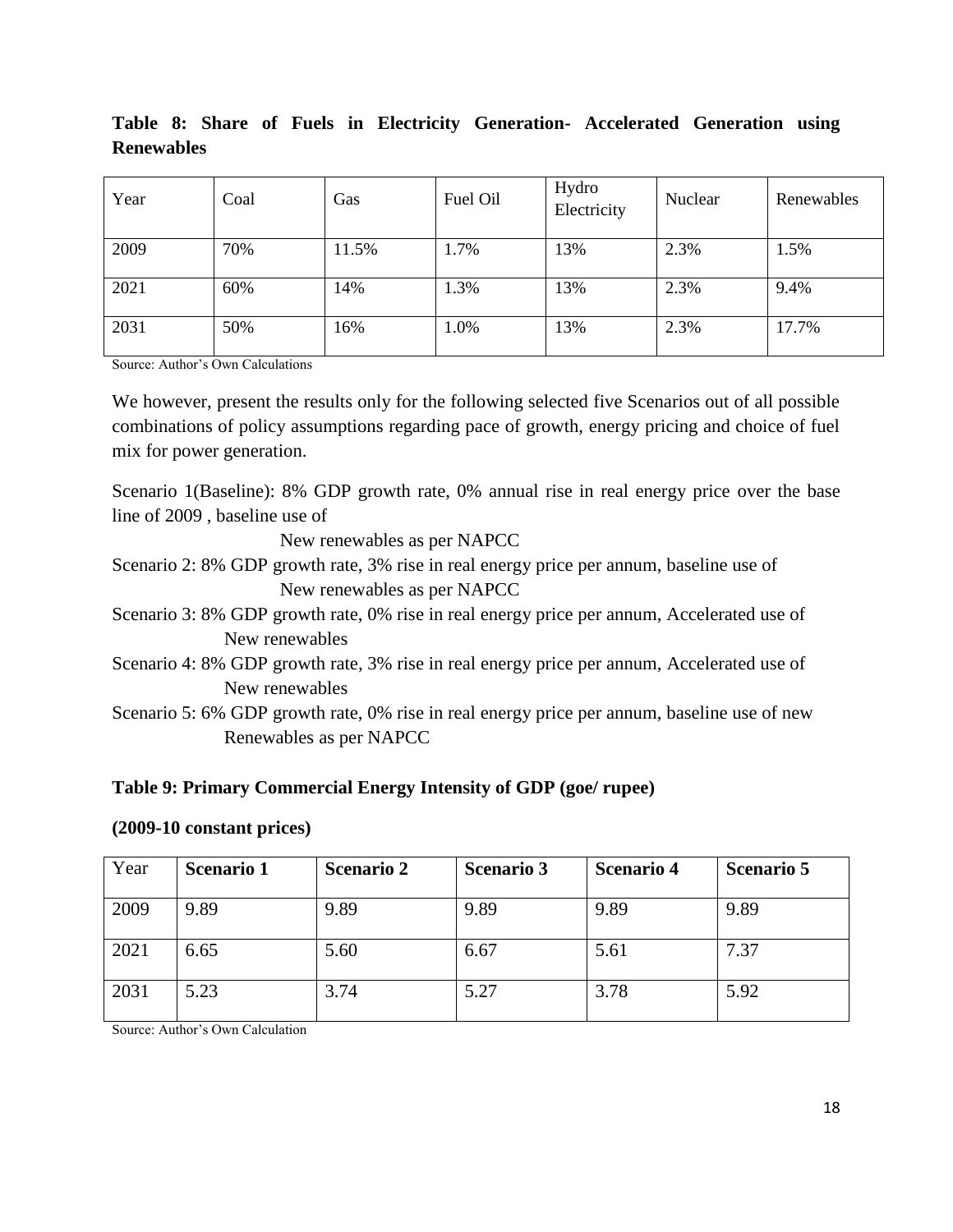**Table 8: Share of Fuels in Electricity Generation- Accelerated Generation using Renewables**

| Year | Coal | Gas | Fuel Oil | Hydro Electricity | Nuclear | Renewables |
|---|---|---|---|---|---|---|
| 2009 | 70% | 11.5% | 1.7% | 13% | 2.3% | 1.5% |
| 2021 | 60% | 14% | 1.3% | 13% | 2.3% | 9.4% |
| 2031 | 50% | 16% | 1.0% | 13% | 2.3% | 17.7% |

Source: Author's Own Calculations

We however, present the results only for the following selected five Scenarios out of all possible combinations of policy assumptions regarding pace of growth, energy pricing and choice of fuel mix for power generation.

Scenario 1(Baseline): 8% GDP growth rate, 0% annual rise in real energy price over the base line of 2009 , baseline use of New renewables as per NAPCC

Scenario 2: 8% GDP growth rate, 3% rise in real energy price per annum, baseline use of New renewables as per NAPCC

Scenario 3: 8% GDP growth rate, 0% rise in real energy price per annum, Accelerated use of New renewables

Scenario 4: 8% GDP growth rate, 3% rise in real energy price per annum, Accelerated use of New renewables

Scenario 5: 6% GDP growth rate, 0% rise in real energy price per annum, baseline use of new Renewables as per NAPCC

**Table 9: Primary Commercial Energy Intensity of GDP (goe/ rupee)**

**(2009-10 constant prices)**

| Year | **Scenario 1** | **Scenario 2** | **Scenario 3** | **Scenario 4** | **Scenario 5** |
|---|---|---|---|---|---|
| 2009 | 9.89 | 9.89 | 9.89 | 9.89 | 9.89 |
| 2021 | 6.65 | 5.60 | 6.67 | 5.61 | 7.37 |
| 2031 | 5.23 | 3.74 | 5.27 | 3.78 | 5.92 |

Source: Author's Own Calculation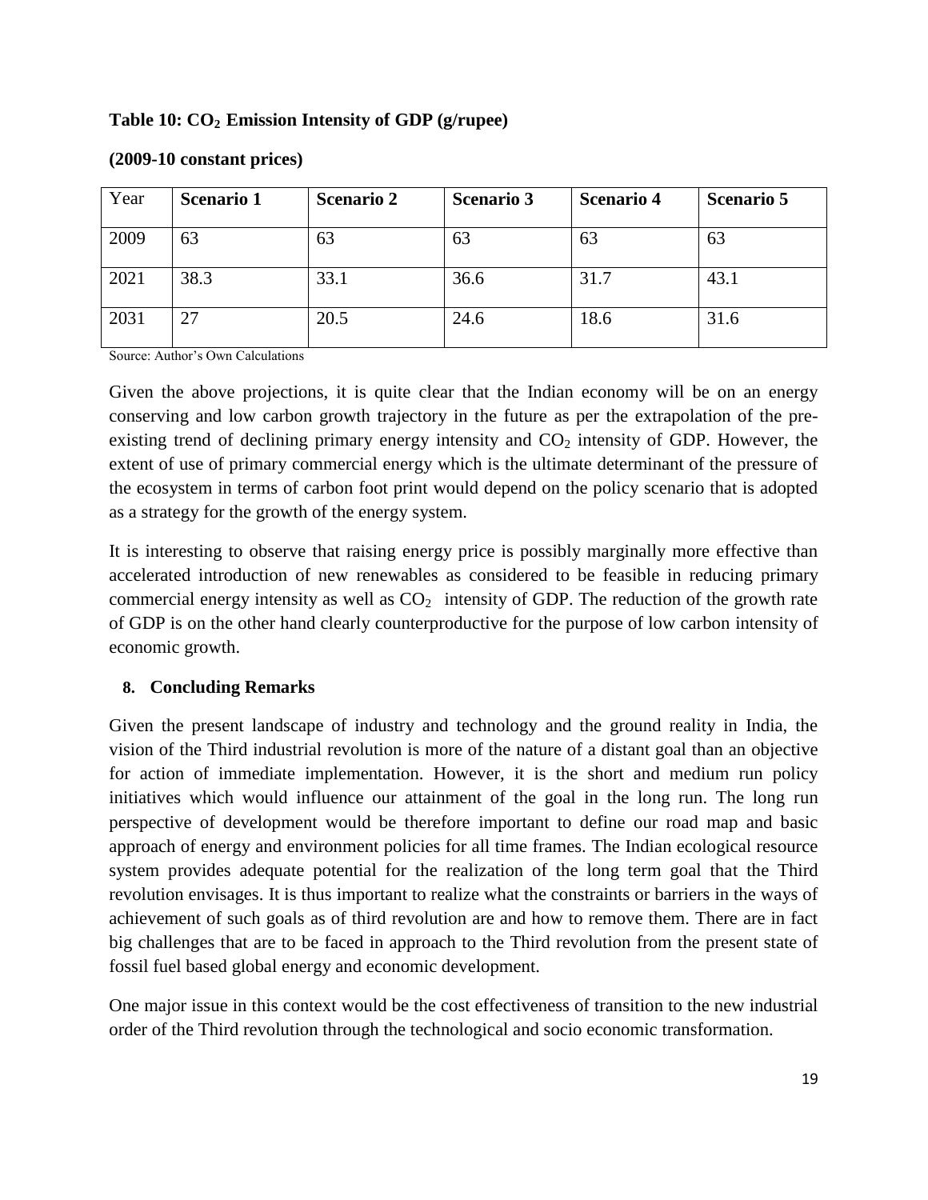**Table 10: $CO_2$ Emission Intensity of GDP (g/rupee)**

**(2009-10 constant prices)**

| Year | **Scenario 1** | **Scenario 2** | **Scenario 3** | **Scenario 4** | **Scenario 5** |
|---|---|---|---|---|---|
| 2009 | 63 | 63 | 63 | 63 | 63 |
| 2021 | 38.3 | 33.1 | 36.6 | 31.7 | 43.1 |
| 2031 | 27 | 20.5 | 24.6 | 18.6 | 31.6 |

Source: Author's Own Calculations

Given the above projections, it is quite clear that the Indian economy will be on an energy conserving and low carbon growth trajectory in the future as per the extrapolation of the pre-existing trend of declining primary energy intensity and $CO_2$ intensity of GDP. However, the extent of use of primary commercial energy which is the ultimate determinant of the pressure of the ecosystem in terms of carbon foot print would depend on the policy scenario that is adopted as a strategy for the growth of the energy system.

It is interesting to observe that raising energy price is possibly marginally more effective than accelerated introduction of new renewables as considered to be feasible in reducing primary commercial energy intensity as well as $CO_2$ intensity of GDP. The reduction of the growth rate of GDP is on the other hand clearly counterproductive for the purpose of low carbon intensity of economic growth.

## 8. Concluding Remarks

Given the present landscape of industry and technology and the ground reality in India, the vision of the Third industrial revolution is more of the nature of a distant goal than an objective for action of immediate implementation. However, it is the short and medium run policy initiatives which would influence our attainment of the goal in the long run. The long run perspective of development would be therefore important to define our road map and basic approach of energy and environment policies for all time frames. The Indian ecological resource system provides adequate potential for the realization of the long term goal that the Third revolution envisages. It is thus important to realize what the constraints or barriers in the ways of achievement of such goals as of third revolution are and how to remove them. There are in fact big challenges that are to be faced in approach to the Third revolution from the present state of fossil fuel based global energy and economic development.

One major issue in this context would be the cost effectiveness of transition to the new industrial order of the Third revolution through the technological and socio economic transformation.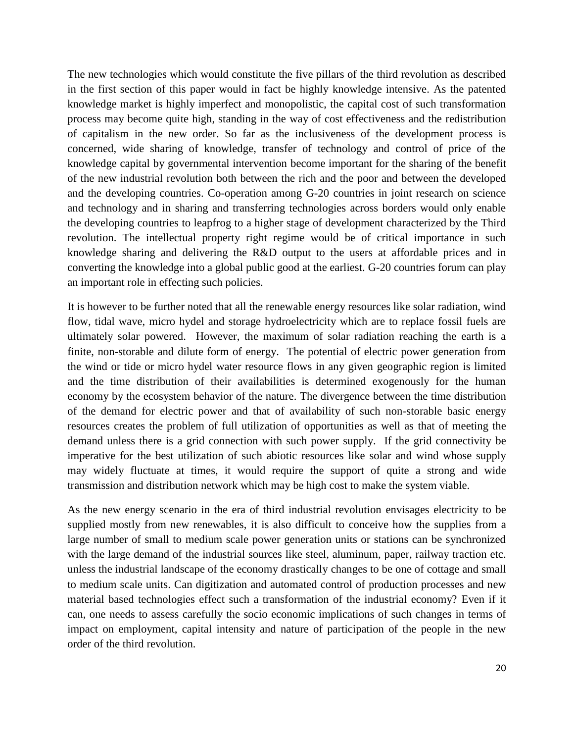The new technologies which would constitute the five pillars of the third revolution as described in the first section of this paper would in fact be highly knowledge intensive. As the patented knowledge market is highly imperfect and monopolistic, the capital cost of such transformation process may become quite high, standing in the way of cost effectiveness and the redistribution of capitalism in the new order. So far as the inclusiveness of the development process is concerned, wide sharing of knowledge, transfer of technology and control of price of the knowledge capital by governmental intervention become important for the sharing of the benefit of the new industrial revolution both between the rich and the poor and between the developed and the developing countries. Co-operation among G-20 countries in joint research on science and technology and in sharing and transferring technologies across borders would only enable the developing countries to leapfrog to a higher stage of development characterized by the Third revolution. The intellectual property right regime would be of critical importance in such knowledge sharing and delivering the R&D output to the users at affordable prices and in converting the knowledge into a global public good at the earliest. G-20 countries forum can play an important role in effecting such policies.

It is however to be further noted that all the renewable energy resources like solar radiation, wind flow, tidal wave, micro hydel and storage hydroelectricity which are to replace fossil fuels are ultimately solar powered. However, the maximum of solar radiation reaching the earth is a finite, non-storable and dilute form of energy. The potential of electric power generation from the wind or tide or micro hydel water resource flows in any given geographic region is limited and the time distribution of their availabilities is determined exogenously for the human economy by the ecosystem behavior of the nature. The divergence between the time distribution of the demand for electric power and that of availability of such non-storable basic energy resources creates the problem of full utilization of opportunities as well as that of meeting the demand unless there is a grid connection with such power supply. If the grid connectivity be imperative for the best utilization of such abiotic resources like solar and wind whose supply may widely fluctuate at times, it would require the support of quite a strong and wide transmission and distribution network which may be high cost to make the system viable.

As the new energy scenario in the era of third industrial revolution envisages electricity to be supplied mostly from new renewables, it is also difficult to conceive how the supplies from a large number of small to medium scale power generation units or stations can be synchronized with the large demand of the industrial sources like steel, aluminum, paper, railway traction etc. unless the industrial landscape of the economy drastically changes to be one of cottage and small to medium scale units. Can digitization and automated control of production processes and new material based technologies effect such a transformation of the industrial economy? Even if it can, one needs to assess carefully the socio economic implications of such changes in terms of impact on employment, capital intensity and nature of participation of the people in the new order of the third revolution.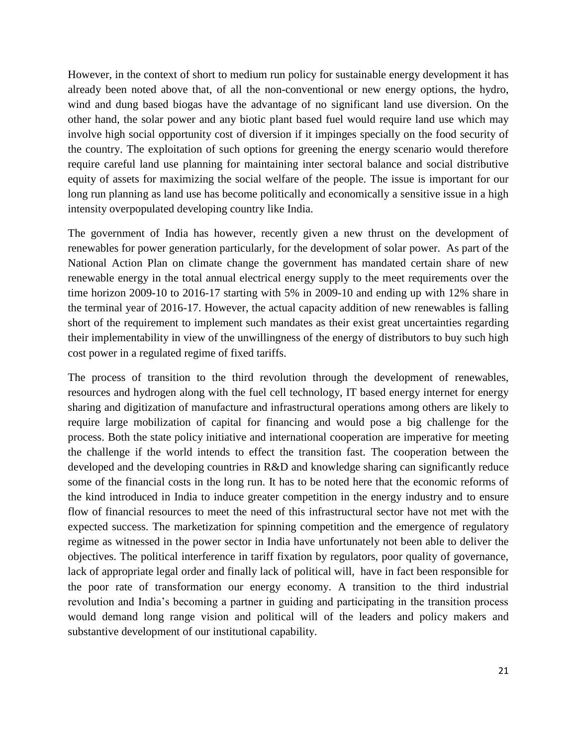However, in the context of short to medium run policy for sustainable energy development it has already been noted above that, of all the non-conventional or new energy options, the hydro, wind and dung based biogas have the advantage of no significant land use diversion. On the other hand, the solar power and any biotic plant based fuel would require land use which may involve high social opportunity cost of diversion if it impinges specially on the food security of the country. The exploitation of such options for greening the energy scenario would therefore require careful land use planning for maintaining inter sectoral balance and social distributive equity of assets for maximizing the social welfare of the people. The issue is important for our long run planning as land use has become politically and economically a sensitive issue in a high intensity overpopulated developing country like India.

The government of India has however, recently given a new thrust on the development of renewables for power generation particularly, for the development of solar power. As part of the National Action Plan on climate change the government has mandated certain share of new renewable energy in the total annual electrical energy supply to the meet requirements over the time horizon 2009-10 to 2016-17 starting with 5% in 2009-10 and ending up with 12% share in the terminal year of 2016-17. However, the actual capacity addition of new renewables is falling short of the requirement to implement such mandates as their exist great uncertainties regarding their implementability in view of the unwillingness of the energy of distributors to buy such high cost power in a regulated regime of fixed tariffs.

The process of transition to the third revolution through the development of renewables, resources and hydrogen along with the fuel cell technology, IT based energy internet for energy sharing and digitization of manufacture and infrastructural operations among others are likely to require large mobilization of capital for financing and would pose a big challenge for the process. Both the state policy initiative and international cooperation are imperative for meeting the challenge if the world intends to effect the transition fast. The cooperation between the developed and the developing countries in R&D and knowledge sharing can significantly reduce some of the financial costs in the long run. It has to be noted here that the economic reforms of the kind introduced in India to induce greater competition in the energy industry and to ensure flow of financial resources to meet the need of this infrastructural sector have not met with the expected success. The marketization for spinning competition and the emergence of regulatory regime as witnessed in the power sector in India have unfortunately not been able to deliver the objectives. The political interference in tariff fixation by regulators, poor quality of governance, lack of appropriate legal order and finally lack of political will, have in fact been responsible for the poor rate of transformation our energy economy. A transition to the third industrial revolution and India's becoming a partner in guiding and participating in the transition process would demand long range vision and political will of the leaders and policy makers and substantive development of our institutional capability.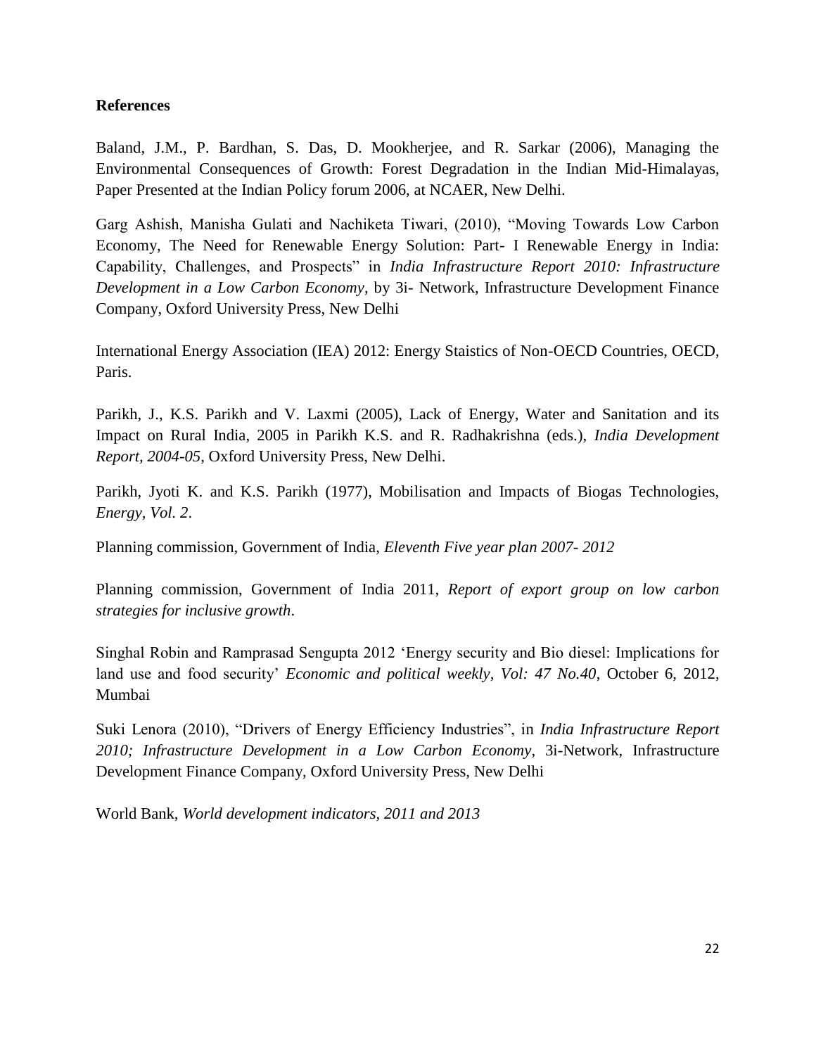**References**

Baland, J.M., P. Bardhan, S. Das, D. Mookherjee, and R. Sarkar (2006), Managing the Environmental Consequences of Growth: Forest Degradation in the Indian Mid-Himalayas, Paper Presented at the Indian Policy forum 2006, at NCAER, New Delhi.

Garg Ashish, Manisha Gulati and Nachiketa Tiwari, (2010), "Moving Towards Low Carbon Economy, The Need for Renewable Energy Solution: Part- I Renewable Energy in India: Capability, Challenges, and Prospects" in *India Infrastructure Report 2010: Infrastructure Development in a Low Carbon Economy*, by 3i- Network, Infrastructure Development Finance Company, Oxford University Press, New Delhi

International Energy Association (IEA) 2012: Energy Staistics of Non-OECD Countries, OECD, Paris.

Parikh, J., K.S. Parikh and V. Laxmi (2005), Lack of Energy, Water and Sanitation and its Impact on Rural India, 2005 in Parikh K.S. and R. Radhakrishna (eds.), *India Development Report, 2004-05*, Oxford University Press, New Delhi.

Parikh, Jyoti K. and K.S. Parikh (1977), Mobilisation and Impacts of Biogas Technologies, *Energy, Vol. 2*.

Planning commission, Government of India, *Eleventh Five year plan 2007- 2012*

Planning commission, Government of India 2011, *Report of export group on low carbon strategies for inclusive growth*.

Singhal Robin and Ramprasad Sengupta 2012 'Energy security and Bio diesel: Implications for land use and food security' *Economic and political weekly, Vol: 47 No.40*, October 6, 2012, Mumbai

Suki Lenora (2010), "Drivers of Energy Efficiency Industries", in *India Infrastructure Report 2010; Infrastructure Development in a Low Carbon Economy*, 3i-Network, Infrastructure Development Finance Company, Oxford University Press, New Delhi

World Bank, *World development indicators, 2011 and 2013*